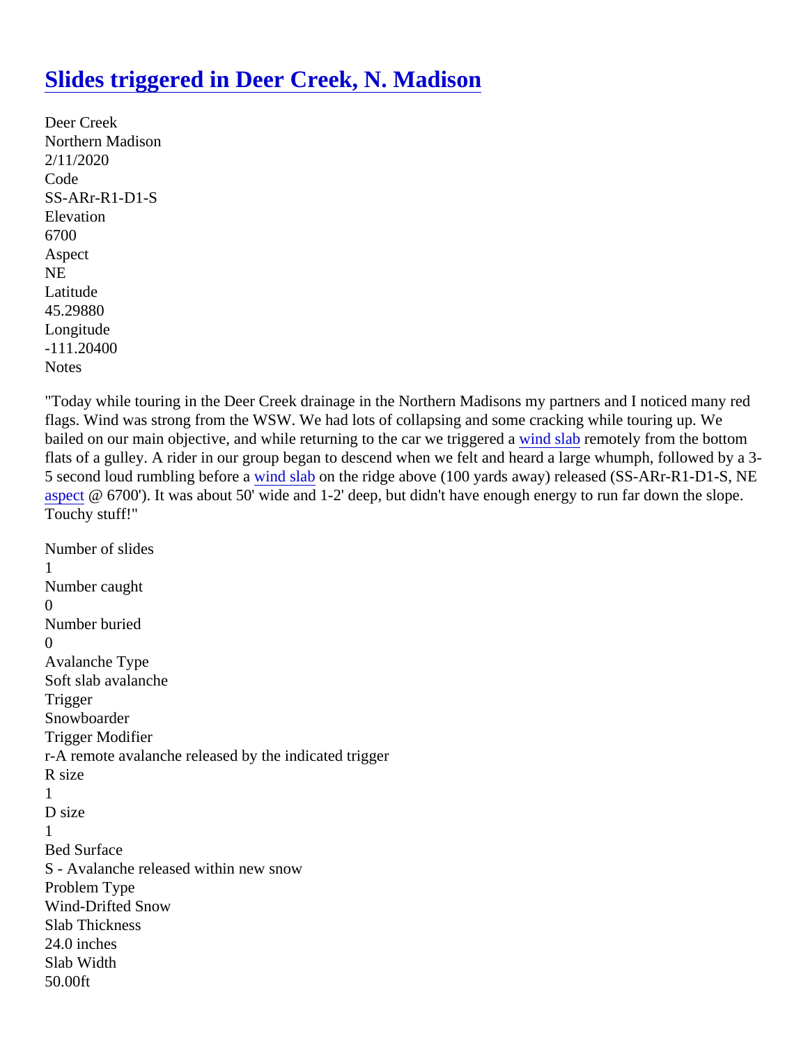# [Slides triggered in Deer Creek, N. Madison]

Deer Creek
Northern Madison
2/11/2020
Code
SS-ARr-R1-D1-S
Elevation
6700
Aspect
NE
Latitude
45.29880
Longitude
-111.20400
Notes

"Today while touring in the Deer Creek drainage in the Northern Madisons my partners and I noticed many red flags. Wind was strong from the WSW. We had lots of collapsing and some cracking while touring up. We bailed on our main objective, and while returning to the car we triggered a wind slab remotely from the bottom flats of a gulley. A rider in our group began to descend when we felt and heard a large whumph, followed by a 3-5 second loud rumbling before a wind slab on the ridge above (100 yards away) released (SS-ARr-R1-D1-S, NE aspect @ 6700'). It was about 50' wide and 1-2' deep, but didn't have enough energy to run far down the slope. Touchy stuff!"

Number of slides
1
Number caught
0
Number buried
0
Avalanche Type
Soft slab avalanche
Trigger
Snowboarder
Trigger Modifier
r-A remote avalanche released by the indicated trigger
R size
1
D size
1
Bed Surface
S - Avalanche released within new snow
Problem Type
Wind-Drifted Snow
Slab Thickness
24.0 inches
Slab Width
50.00ft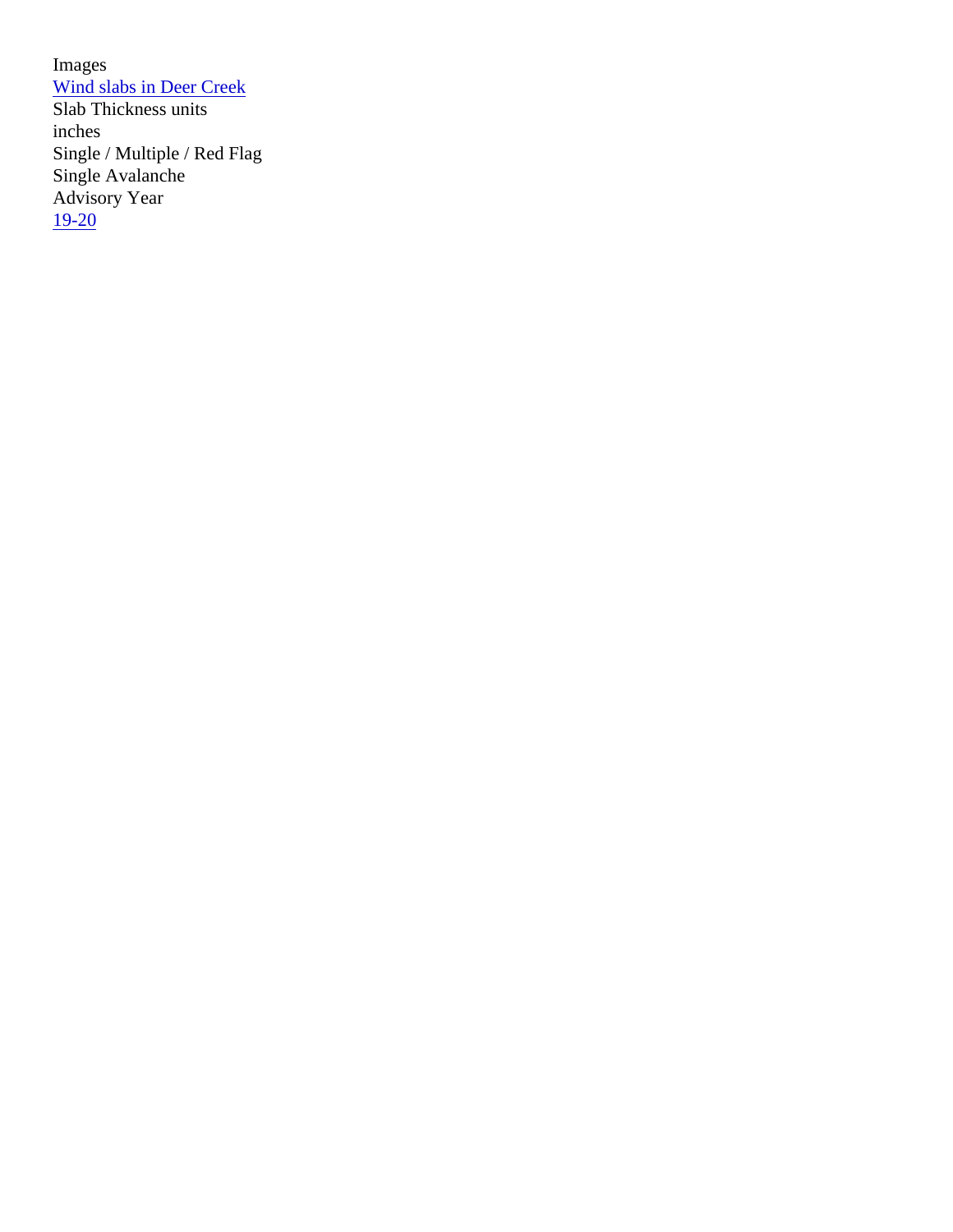Images
[Wind slabs in Deer Creek]
Slab Thickness units
inches
Single / Multiple / Red Flag
Single Avalanche
Advisory Year
[19-20]